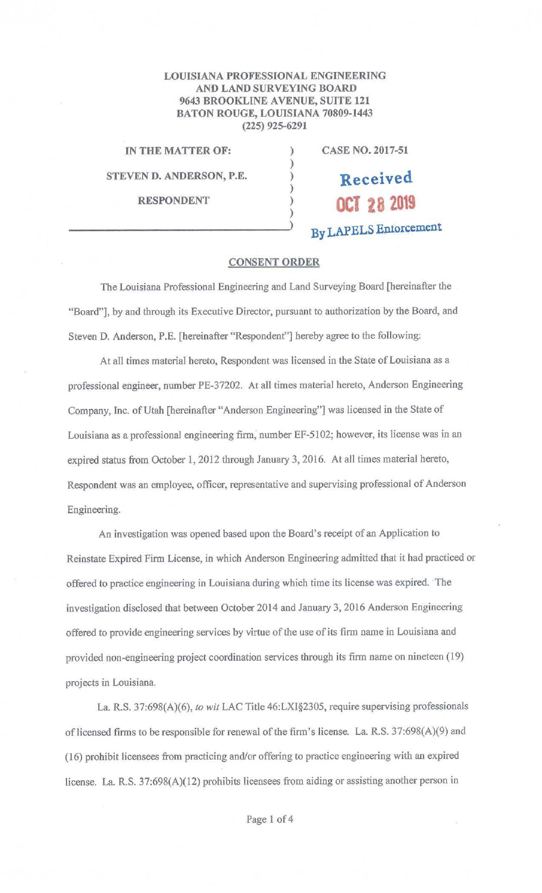**LOUISIANA PROFESSIONAL ENGINEERING AND LAND SURVEYING BOARD**
**9643 BROOKLINE AVENUE, SUITE 121**
**BATON ROUGE, LOUISIANA 70809-1443**
**(225) 925-6291**

| | |
|---|---|
| **IN THE MATTER OF:** | **CASE NO. 2017-51** |
| **STEVEN D. ANDERSON, P.E.** | |
| **RESPONDENT** | |

Received
OCT 28 2019
By LAPELS Enforcement

## CONSENT ORDER

The Louisiana Professional Engineering and Land Surveying Board [hereinafter the "Board"], by and through its Executive Director, pursuant to authorization by the Board, and Steven D. Anderson, P.E. [hereinafter "Respondent"] hereby agree to the following:

At all times material hereto, Respondent was licensed in the State of Louisiana as a professional engineer, number PE-37202. At all times material hereto, Anderson Engineering Company, Inc. of Utah [hereinafter "Anderson Engineering"] was licensed in the State of Louisiana as a professional engineering firm, number EF-5102; however, its license was in an expired status from October 1, 2012 through January 3, 2016. At all times material hereto, Respondent was an employee, officer, representative and supervising professional of Anderson Engineering.

An investigation was opened based upon the Board's receipt of an Application to Reinstate Expired Firm License, in which Anderson Engineering admitted that it had practiced or offered to practice engineering in Louisiana during which time its license was expired. The investigation disclosed that between October 2014 and January 3, 2016 Anderson Engineering offered to provide engineering services by virtue of the use of its firm name in Louisiana and provided non-engineering project coordination services through its firm name on nineteen (19) projects in Louisiana.

La. R.S. 37:698(A)(6), *to wit* LAC Title 46:LXI§2305, require supervising professionals of licensed firms to be responsible for renewal of the firm's license. La. R.S. 37:698(A)(9) and (16) prohibit licensees from practicing and/or offering to practice engineering with an expired license. La. R.S. 37:698(A)(12) prohibits licensees from aiding or assisting another person in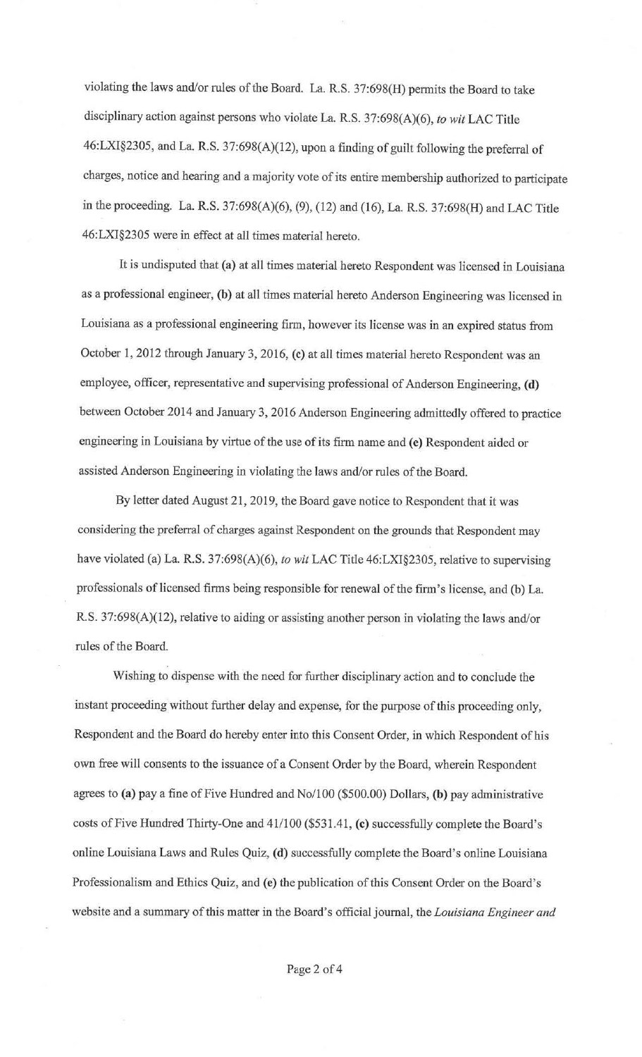violating the laws and/or rules of the Board. La. R.S. 37:698(H) permits the Board to take disciplinary action against persons who violate La. R.S. 37:698(A)(6), *to wit* LAC Title 46:LXI§2305, and La. R.S. 37:698(A)(12), upon a finding of guilt following the preferral of charges, notice and hearing and a majority vote of its entire membership authorized to participate in the proceeding. La. R.S. 37:698(A)(6), (9), (12) and (16), La. R.S. 37:698(H) and LAC Title 46:LXI§2305 were in effect at all times material hereto.

It is undisputed that **(a)** at all times material hereto Respondent was licensed in Louisiana as a professional engineer, **(b)** at all times material hereto Anderson Engineering was licensed in Louisiana as a professional engineering firm, however its license was in an expired status from October 1, 2012 through January 3, 2016, **(c)** at all times material hereto Respondent was an employee, officer, representative and supervising professional of Anderson Engineering, **(d)** between October 2014 and January 3, 2016 Anderson Engineering admittedly offered to practice engineering in Louisiana by virtue of the use of its firm name and **(e)** Respondent aided or assisted Anderson Engineering in violating the laws and/or rules of the Board.

By letter dated August 21, 2019, the Board gave notice to Respondent that it was considering the preferral of charges against Respondent on the grounds that Respondent may have violated (a) La. R.S. 37:698(A)(6), *to wit* LAC Title 46:LXI§2305, relative to supervising professionals of licensed firms being responsible for renewal of the firm's license, and (b) La. R.S. 37:698(A)(12), relative to aiding or assisting another person in violating the laws and/or rules of the Board.

Wishing to dispense with the need for further disciplinary action and to conclude the instant proceeding without further delay and expense, for the purpose of this proceeding only, Respondent and the Board do hereby enter into this Consent Order, in which Respondent of his own free will consents to the issuance of a Consent Order by the Board, wherein Respondent agrees to **(a)** pay a fine of Five Hundred and No/100 ($500.00) Dollars, **(b)** pay administrative costs of Five Hundred Thirty-One and 41/100 ($531.41, **(c)** successfully complete the Board's online Louisiana Laws and Rules Quiz, **(d)** successfully complete the Board's online Louisiana Professionalism and Ethics Quiz, and **(e)** the publication of this Consent Order on the Board's website and a summary of this matter in the Board's official journal, the *Louisiana Engineer and*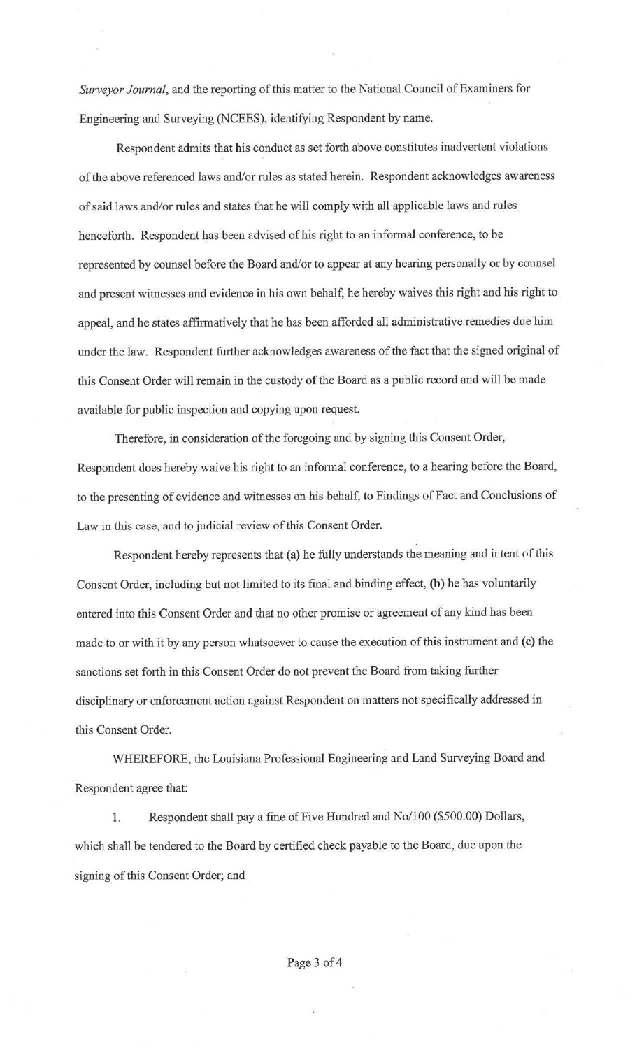*Surveyor Journal*, and the reporting of this matter to the National Council of Examiners for Engineering and Surveying (NCEES), identifying Respondent by name.

Respondent admits that his conduct as set forth above constitutes inadvertent violations of the above referenced laws and/or rules as stated herein. Respondent acknowledges awareness of said laws and/or rules and states that he will comply with all applicable laws and rules henceforth. Respondent has been advised of his right to an informal conference, to be represented by counsel before the Board and/or to appear at any hearing personally or by counsel and present witnesses and evidence in his own behalf, he hereby waives this right and his right to appeal, and he states affirmatively that he has been afforded all administrative remedies due him under the law. Respondent further acknowledges awareness of the fact that the signed original of this Consent Order will remain in the custody of the Board as a public record and will be made available for public inspection and copying upon request.

Therefore, in consideration of the foregoing and by signing this Consent Order, Respondent does hereby waive his right to an informal conference, to a hearing before the Board, to the presenting of evidence and witnesses on his behalf, to Findings of Fact and Conclusions of Law in this case, and to judicial review of this Consent Order.

Respondent hereby represents that **(a)** he fully understands the meaning and intent of this Consent Order, including but not limited to its final and binding effect, **(b)** he has voluntarily entered into this Consent Order and that no other promise or agreement of any kind has been made to or with it by any person whatsoever to cause the execution of this instrument and **(c)** the sanctions set forth in this Consent Order do not prevent the Board from taking further disciplinary or enforcement action against Respondent on matters not specifically addressed in this Consent Order.

WHEREFORE, the Louisiana Professional Engineering and Land Surveying Board and Respondent agree that:

1. Respondent shall pay a fine of Five Hundred and No/100 ($500.00) Dollars, which shall be tendered to the Board by certified check payable to the Board, due upon the signing of this Consent Order; and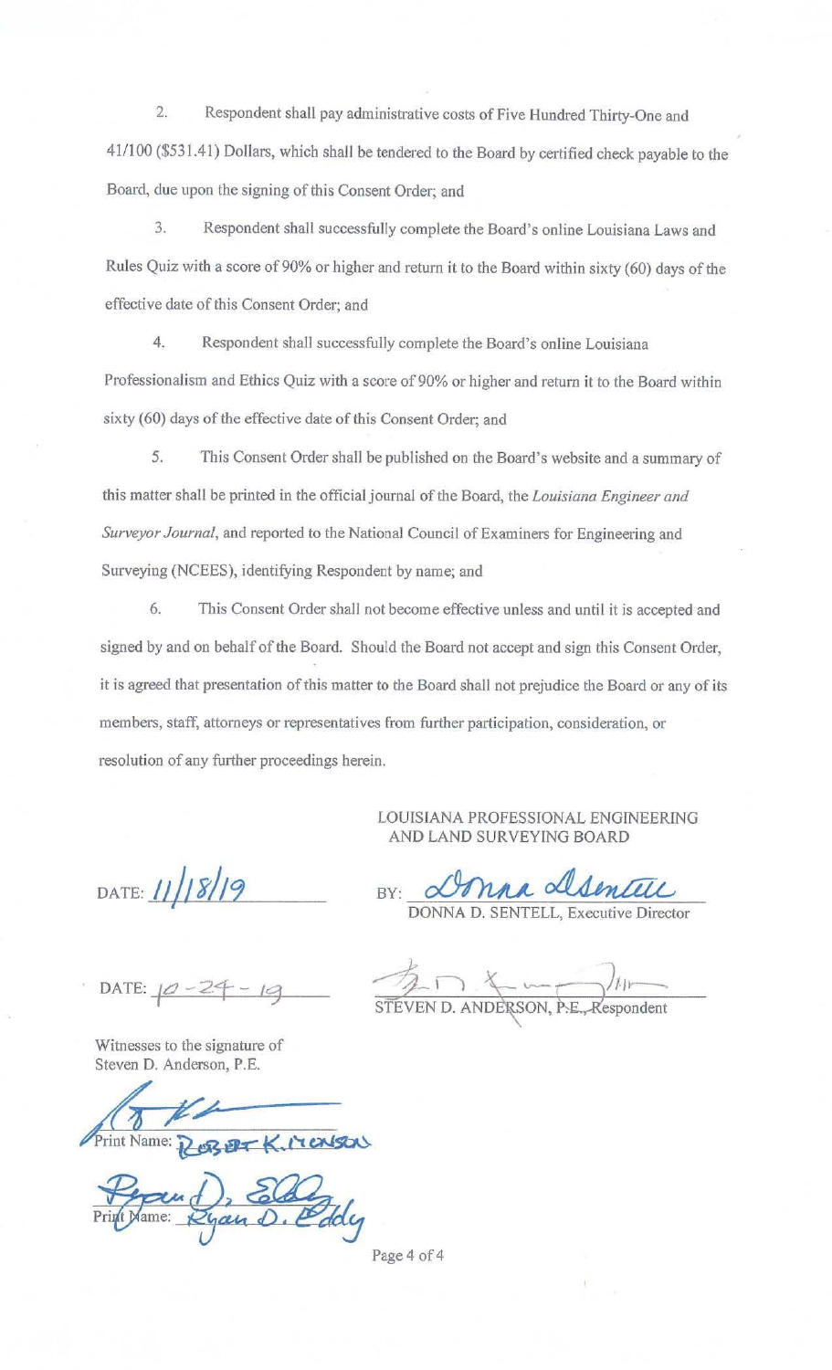2. Respondent shall pay administrative costs of Five Hundred Thirty-One and 41/100 ($531.41) Dollars, which shall be tendered to the Board by certified check payable to the Board, due upon the signing of this Consent Order; and

3. Respondent shall successfully complete the Board's online Louisiana Laws and Rules Quiz with a score of 90% or higher and return it to the Board within sixty (60) days of the effective date of this Consent Order; and

4. Respondent shall successfully complete the Board's online Louisiana Professionalism and Ethics Quiz with a score of 90% or higher and return it to the Board within sixty (60) days of the effective date of this Consent Order; and

5. This Consent Order shall be published on the Board's website and a summary of this matter shall be printed in the official journal of the Board, the *Louisiana Engineer and Surveyor Journal*, and reported to the National Council of Examiners for Engineering and Surveying (NCEES), identifying Respondent by name; and

6. This Consent Order shall not become effective unless and until it is accepted and signed by and on behalf of the Board. Should the Board not accept and sign this Consent Order, it is agreed that presentation of this matter to the Board shall not prejudice the Board or any of its members, staff, attorneys or representatives from further participation, consideration, or resolution of any further proceedings herein.

LOUISIANA PROFESSIONAL ENGINEERING AND LAND SURVEYING BOARD

DATE: 11/18/19

BY: Donna Sentell
DONNA D. SENTELL, Executive Director

DATE: 10-24-19

STEVEN D. ANDERSON, P.E., Respondent

Witnesses to the signature of Steven D. Anderson, P.E.

Print Name: ROBERT K. MONSON

Print Name: Ryan D. Eddy